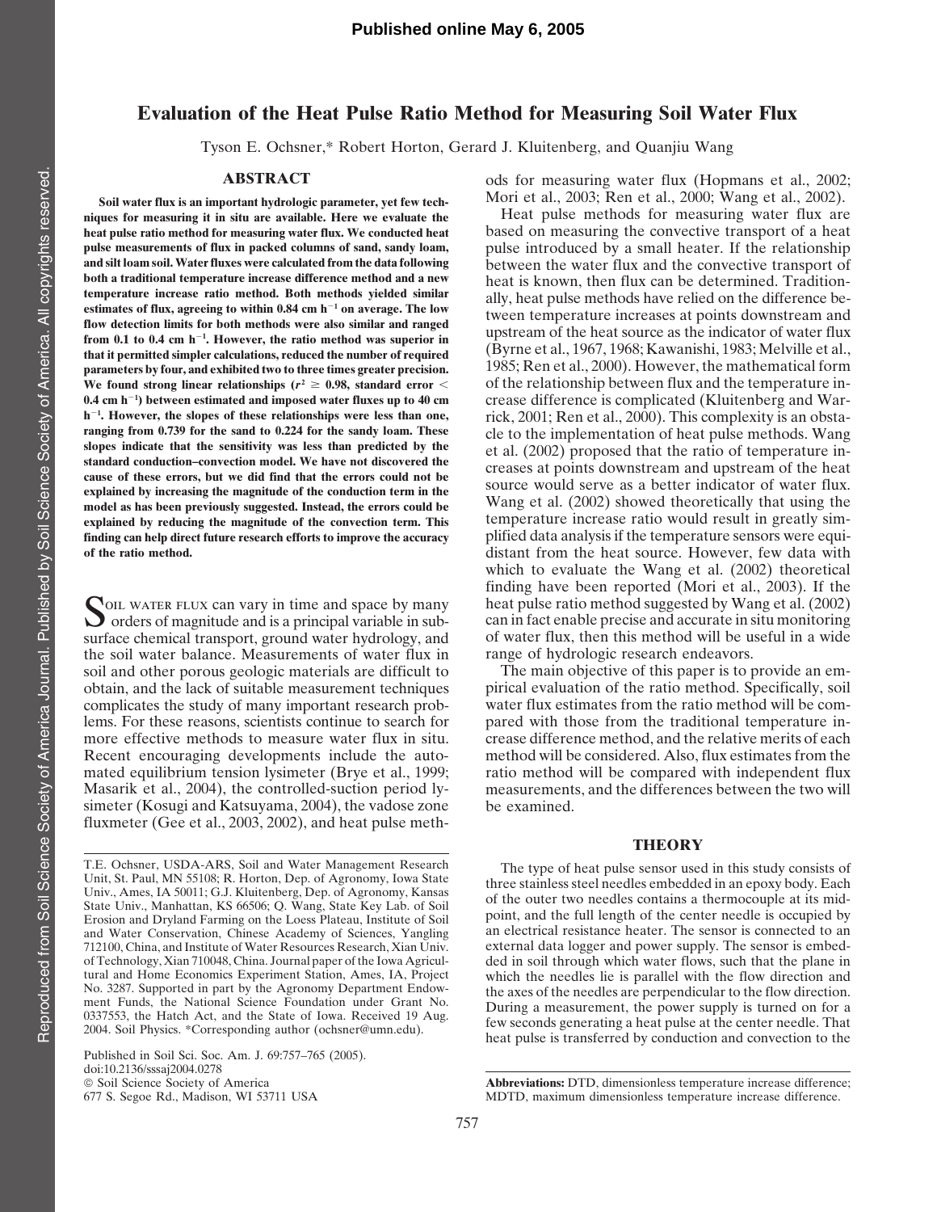# Evaluation of the Heat Pulse Ratio Method for Measuring Soil Water Flux

Tyson E. Ochsner,* Robert Horton, Gerard J. Kluitenberg, and Quanjiu Wang

## ABSTRACT

**Soil water flux is an important hydrologic parameter, yet few techniques for measuring it in situ are available. Here we evaluate the heat pulse ratio method for measuring water flux. We conducted heat pulse measurements of flux in packed columns of sand, sandy loam, and silt loam soil. Water fluxes were calculated from the data following both a traditional temperature increase difference method and a new temperature increase ratio method. Both methods yielded similar estimates of flux, agreeing to within 0.84 cm h$^{-1}$ on average. The low flow detection limits for both methods were also similar and ranged from 0.1 to 0.4 cm h$^{-1}$. However, the ratio method was superior in that it permitted simpler calculations, reduced the number of required parameters by four, and exhibited two to three times greater precision. We found strong linear relationships ($r^2 \geq 0.98$, standard error < 0.4 cm h$^{-1}$) between estimated and imposed water fluxes up to 40 cm h$^{-1}$. However, the slopes of these relationships were less than one, ranging from 0.739 for the sand to 0.224 for the sandy loam. These slopes indicate that the sensitivity was less than predicted by the standard conduction–convection model. We have not discovered the cause of these errors, but we did find that the errors could not be explained by increasing the magnitude of the conduction term in the model as has been previously suggested. Instead, the errors could be explained by reducing the magnitude of the convection term. This finding can help direct future research efforts to improve the accuracy of the ratio method.**

Soil water flux can vary in time and space by many orders of magnitude and is a principal variable in subsurface chemical transport, ground water hydrology, and the soil water balance. Measurements of water flux in soil and other porous geologic materials are difficult to obtain, and the lack of suitable measurement techniques complicates the study of many important research problems. For these reasons, scientists continue to search for more effective methods to measure water flux in situ. Recent encouraging developments include the automated equilibrium tension lysimeter (Brye et al., 1999; Masarik et al., 2004), the controlled-suction period lysimeter (Kosugi and Katsuyama, 2004), the vadose zone fluxmeter (Gee et al., 2003, 2002), and heat pulse methods for measuring water flux (Hopmans et al., 2002; Mori et al., 2003; Ren et al., 2000; Wang et al., 2002).

Heat pulse methods for measuring water flux are based on measuring the convective transport of a heat pulse introduced by a small heater. If the relationship between the water flux and the convective transport of heat is known, then flux can be determined. Traditionally, heat pulse methods have relied on the difference between temperature increases at points downstream and upstream of the heat source as the indicator of water flux (Byrne et al., 1967, 1968; Kawanishi, 1983; Melville et al., 1985; Ren et al., 2000). However, the mathematical form of the relationship between flux and the temperature increase difference is complicated (Kluitenberg and Warrick, 2001; Ren et al., 2000). This complexity is an obstacle to the implementation of heat pulse methods. Wang et al. (2002) proposed that the ratio of temperature increases at points downstream and upstream of the heat source would serve as a better indicator of water flux. Wang et al. (2002) showed theoretically that using the temperature increase ratio would result in greatly simplified data analysis if the temperature sensors were equidistant from the heat source. However, few data with which to evaluate the Wang et al. (2002) theoretical finding have been reported (Mori et al., 2003). If the heat pulse ratio method suggested by Wang et al. (2002) can in fact enable precise and accurate in situ monitoring of water flux, then this method will be useful in a wide range of hydrologic research endeavors.

The main objective of this paper is to provide an empirical evaluation of the ratio method. Specifically, soil water flux estimates from the ratio method will be compared with those from the traditional temperature increase difference method, and the relative merits of each method will be considered. Also, flux estimates from the ratio method will be compared with independent flux measurements, and the differences between the two will be examined.

## THEORY

The type of heat pulse sensor used in this study consists of three stainless steel needles embedded in an epoxy body. Each of the outer two needles contains a thermocouple at its midpoint, and the full length of the center needle is occupied by an electrical resistance heater. The sensor is connected to an external data logger and power supply. The sensor is embedded in soil through which water flows, such that the plane in which the needles lie is parallel with the flow direction and the axes of the needles are perpendicular to the flow direction. During a measurement, the power supply is turned on for a few seconds generating a heat pulse at the center needle. That heat pulse is transferred by conduction and convection to the

---

T.E. Ochsner, USDA-ARS, Soil and Water Management Research Unit, St. Paul, MN 55108; R. Horton, Dep. of Agronomy, Iowa State Univ., Ames, IA 50011; G.J. Kluitenberg, Dep. of Agronomy, Kansas State Univ., Manhattan, KS 66506; Q. Wang, State Key Lab. of Soil Erosion and Dryland Farming on the Loess Plateau, Institute of Soil and Water Conservation, Chinese Academy of Sciences, Yangling 712100, China, and Institute of Water Resources Research, Xian Univ. of Technology, Xian 710048, China. Journal paper of the Iowa Agricultural and Home Economics Experiment Station, Ames, IA, Project No. 3287. Supported in part by the Agronomy Department Endowment Funds, the National Science Foundation under Grant No. 0337553, the Hatch Act, and the State of Iowa. Received 19 Aug. 2004. Soil Physics. *Corresponding author (ochsner@umn.edu).

Published in Soil Sci. Soc. Am. J. 69:757–765 (2005).
doi:10.2136/sssaj2004.0278
© Soil Science Society of America
677 S. Segoe Rd., Madison, WI 53711 USA

**Abbreviations:** DTD, dimensionless temperature increase difference; MDTD, maximum dimensionless temperature increase difference.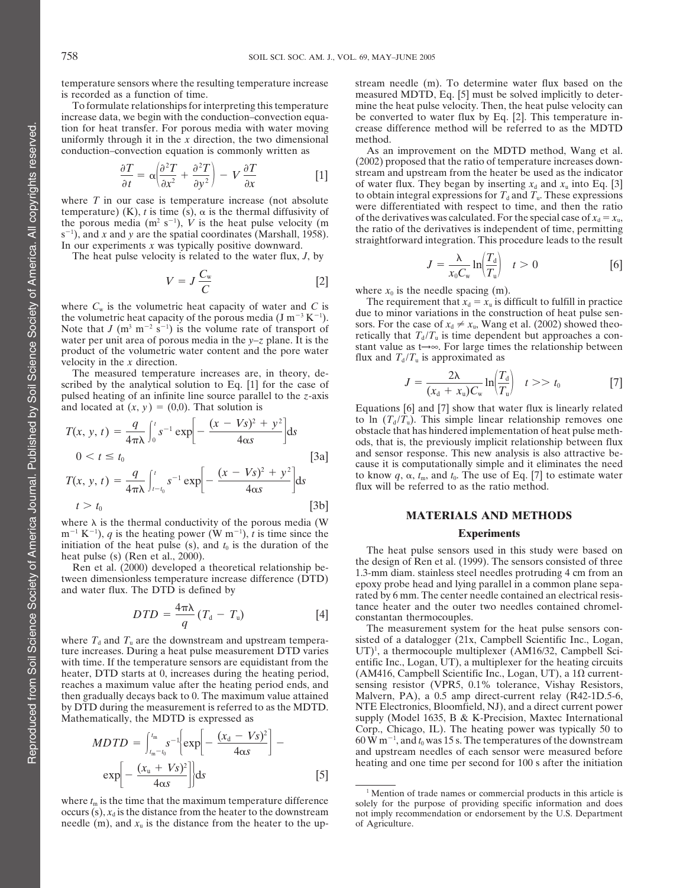temperature sensors where the resulting temperature increase is recorded as a function of time.

To formulate relationships for interpreting this temperature increase data, we begin with the conduction–convection equation for heat transfer. For porous media with water moving uniformly through it in the $x$ direction, the two dimensional conduction–convection equation is commonly written as

$$\frac{\partial T}{\partial t} = \alpha\left(\frac{\partial^2 T}{\partial x^2} + \frac{\partial^2 T}{\partial y^2}\right) - V\frac{\partial T}{\partial x} \qquad [1]$$

where $T$ in our case is temperature increase (not absolute temperature) (K), $t$ is time (s), $\alpha$ is the thermal diffusivity of the porous media ($m^2\ s^{-1}$), $V$ is the heat pulse velocity (m $s^{-1}$), and $x$ and $y$ are the spatial coordinates (Marshall, 1958). In our experiments $x$ was typically positive downward.

The heat pulse velocity is related to the water flux, $J$, by

$$V = J\frac{C_w}{C} \qquad [2]$$

where $C_w$ is the volumetric heat capacity of water and $C$ is the volumetric heat capacity of the porous media ($J\ m^{-3}\ K^{-1}$). Note that $J$ ($m^3\ m^{-2}\ s^{-1}$) is the volume rate of transport of water per unit area of porous media in the $y$–$z$ plane. It is the product of the volumetric water content and the pore water velocity in the $x$ direction.

The measured temperature increases are, in theory, described by the analytical solution to Eq. [1] for the case of pulsed heating of an infinite line source parallel to the $z$-axis and located at $(x, y) = (0,0)$. That solution is

$$T(x, y, t) = \frac{q}{4\pi\lambda}\int_0^t s^{-1}\exp\left[-\frac{(x - Vs)^2 + y^2}{4\alpha s}\right]\mathrm{d}s \qquad 0 < t \leq t_0 \qquad [3a]$$

$$T(x, y, t) = \frac{q}{4\pi\lambda}\int_{t-t_0}^t s^{-1}\exp\left[-\frac{(x - Vs)^2 + y^2}{4\alpha s}\right]\mathrm{d}s \qquad t > t_0 \qquad [3b]$$

where $\lambda$ is the thermal conductivity of the porous media (W $m^{-1}\ K^{-1}$), $q$ is the heating power (W $m^{-1}$), $t$ is time since the initiation of the heat pulse (s), and $t_0$ is the duration of the heat pulse (s) (Ren et al., 2000).

Ren et al. (2000) developed a theoretical relationship between dimensionless temperature increase difference (DTD) and water flux. The DTD is defined by

$$DTD = \frac{4\pi\lambda}{q}(T_d - T_u) \qquad [4]$$

where $T_d$ and $T_u$ are the downstream and upstream temperature increases. During a heat pulse measurement DTD varies with time. If the temperature sensors are equidistant from the heater, DTD starts at 0, increases during the heating period, reaches a maximum value after the heating period ends, and then gradually decays back to 0. The maximum value attained by DTD during the measurement is referred to as the MDTD. Mathematically, the MDTD is expressed as

$$MDTD = \int_{t_m - t_0}^{t_m} s^{-1}\left\{\exp\left[-\frac{(x_d - Vs)^2}{4\alpha s}\right] - \exp\left[-\frac{(x_u + Vs)^2}{4\alpha s}\right]\right\}\mathrm{d}s \qquad [5]$$

where $t_m$ is the time that the maximum temperature difference occurs (s), $x_d$ is the distance from the heater to the downstream needle (m), and $x_u$ is the distance from the heater to the upstream needle (m). To determine water flux based on the measured MDTD, Eq. [5] must be solved implicitly to determine the heat pulse velocity. Then, the heat pulse velocity can be converted to water flux by Eq. [2]. This temperature increase difference method will be referred to as the MDTD method.

As an improvement on the MDTD method, Wang et al. (2002) proposed that the ratio of temperature increases downstream and upstream from the heater be used as the indicator of water flux. They began by inserting $x_d$ and $x_u$ into Eq. [3] to obtain integral expressions for $T_d$ and $T_u$. These expressions were differentiated with respect to time, and then the ratio of the derivatives was calculated. For the special case of $x_d = x_u$, the ratio of the derivatives is independent of time, permitting straightforward integration. This procedure leads to the result

$$J = \frac{\lambda}{x_0 C_w}\ln\left(\frac{T_d}{T_u}\right) \quad t > 0 \qquad [6]$$

where $x_0$ is the needle spacing (m).

The requirement that $x_d = x_u$ is difficult to fulfill in practice due to minor variations in the construction of heat pulse sensors. For the case of $x_d \neq x_u$, Wang et al. (2002) showed theoretically that $T_d/T_u$ is time dependent but approaches a constant value as $t\rightarrow\infty$. For large times the relationship between flux and $T_d/T_u$ is approximated as

$$J = \frac{2\lambda}{(x_d + x_u)C_w}\ln\left(\frac{T_d}{T_u}\right) \quad t >> t_0 \qquad [7]$$

Equations [6] and [7] show that water flux is linearly related to $\ln(T_d/T_u)$. This simple linear relationship removes one obstacle that has hindered implementation of heat pulse methods, that is, the previously implicit relationship between flux and sensor response. This new analysis is also attractive because it is computationally simple and it eliminates the need to know $q$, $\alpha$, $t_m$, and $t_0$. The use of Eq. [7] to estimate water flux will be referred to as the ratio method.

## MATERIALS AND METHODS

### Experiments

The heat pulse sensors used in this study were based on the design of Ren et al. (1999). The sensors consisted of three 1.3-mm diam. stainless steel needles protruding 4 cm from an epoxy probe head and lying parallel in a common plane separated by 6 mm. The center needle contained an electrical resistance heater and the outer two needles contained chromel-constantan thermocouples.

The measurement system for the heat pulse sensors consisted of a datalogger (21x, Campbell Scientific Inc., Logan, UT)[1], a thermocouple multiplexer (AM16/32, Campbell Scientific Inc., Logan, UT), a multiplexer for the heating circuits (AM416, Campbell Scientific Inc., Logan, UT), a 1Ω current-sensing resistor (VPR5, 0.1% tolerance, Vishay Resistors, Malvern, PA), a 0.5 amp direct-current relay (R42-1D.5-6, NTE Electronics, Bloomfield, NJ), and a direct current power supply (Model 1635, B & K-Precision, Maxtec International Corp., Chicago, IL). The heating power was typically 50 to 60 W $m^{-1}$, and $t_0$ was 15 s. The temperatures of the downstream and upstream needles of each sensor were measured before heating and one time per second for 100 s after the initiation

[1] Mention of trade names or commercial products in this article is solely for the purpose of providing specific information and does not imply recommendation or endorsement by the U.S. Department of Agriculture.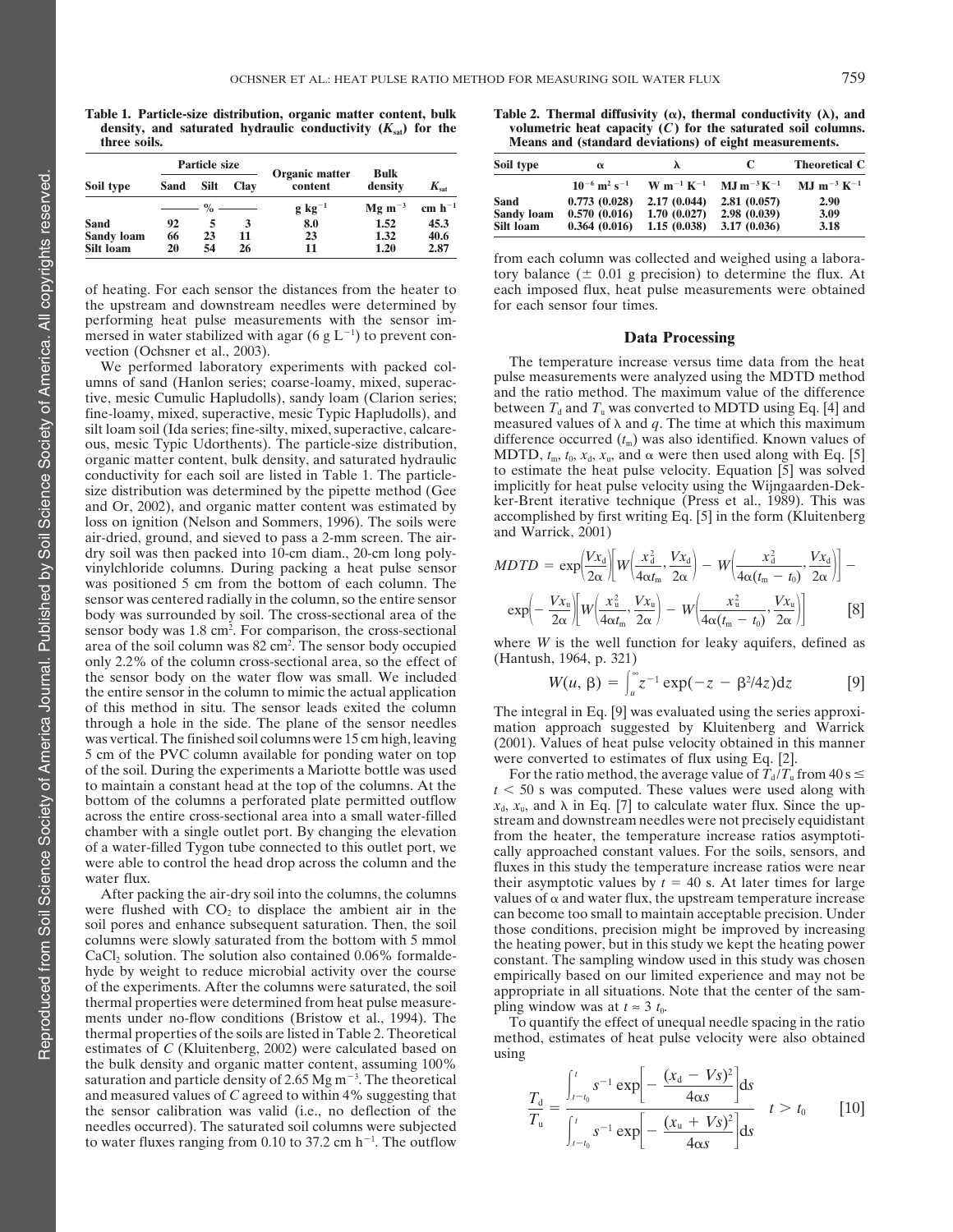**Table 1. Particle-size distribution, organic matter content, bulk density, and saturated hydraulic conductivity ($K_{sat}$) for the three soils.**

| Soil type | Particle size | | | Organic matter content | Bulk density | $K_{sat}$ |
|---|---|---|---|---|---|---|
| | Sand | Silt | Clay | | | |
| | % | | | g kg$^{-1}$ | Mg m$^{-3}$ | cm h$^{-1}$ |
| Sand | 92 | 5 | 3 | 8.0 | 1.52 | 45.3 |
| Sandy loam | 66 | 23 | 11 | 23 | 1.32 | 40.6 |
| Silt loam | 20 | 54 | 26 | 11 | 1.20 | 2.87 |

of heating. For each sensor the distances from the heater to the upstream and downstream needles were determined by performing heat pulse measurements with the sensor immersed in water stabilized with agar (6 g L$^{-1}$) to prevent convection (Ochsner et al., 2003).

We performed laboratory experiments with packed columns of sand (Hanlon series; coarse-loamy, mixed, superactive, mesic Cumulic Hapludolls), sandy loam (Clarion series; fine-loamy, mixed, superactive, mesic Typic Hapludolls), and silt loam soil (Ida series; fine-silty, mixed, superactive, calcareous, mesic Typic Udorthents). The particle-size distribution, organic matter content, bulk density, and saturated hydraulic conductivity for each soil are listed in Table 1. The particle-size distribution was determined by the pipette method (Gee and Or, 2002), and organic matter content was estimated by loss on ignition (Nelson and Sommers, 1996). The soils were air-dried, ground, and sieved to pass a 2-mm screen. The air-dry soil was then packed into 10-cm diam., 20-cm long polyvinylchloride columns. During packing a heat pulse sensor was positioned 5 cm from the bottom of each column. The sensor was centered radially in the column, so the entire sensor body was surrounded by soil. The cross-sectional area of the sensor body was 1.8 cm$^2$. For comparison, the cross-sectional area of the soil column was 82 cm$^2$. The sensor body occupied only 2.2% of the column cross-sectional area, so the effect of the sensor body on the water flow was small. We included the entire sensor in the column to mimic the actual application of this method in situ. The sensor leads exited the column through a hole in the side. The plane of the sensor needles was vertical. The finished soil columns were 15 cm high, leaving 5 cm of the PVC column available for ponding water on top of the soil. During the experiments a Mariotte bottle was used to maintain a constant head at the top of the columns. At the bottom of the columns a perforated plate permitted outflow across the entire cross-sectional area into a small water-filled chamber with a single outlet port. By changing the elevation of a water-filled Tygon tube connected to this outlet port, we were able to control the head drop across the column and the water flux.

After packing the air-dry soil into the columns, the columns were flushed with $CO_2$ to displace the ambient air in the soil pores and enhance subsequent saturation. Then, the soil columns were slowly saturated from the bottom with 5 mmol $CaCl_2$ solution. The solution also contained 0.06% formaldehyde by weight to reduce microbial activity over the course of the experiments. After the columns were saturated, the soil thermal properties were determined from heat pulse measurements under no-flow conditions (Bristow et al., 1994). The thermal properties of the soils are listed in Table 2. Theoretical estimates of $C$ (Kluitenberg, 2002) were calculated based on the bulk density and organic matter content, assuming 100% saturation and particle density of 2.65 Mg m$^{-3}$. The theoretical and measured values of $C$ agreed to within 4% suggesting that the sensor calibration was valid (i.e., no deflection of the needles occurred). The saturated soil columns were subjected to water fluxes ranging from 0.10 to 37.2 cm h$^{-1}$. The outflow from each column was collected and weighed using a laboratory balance ($\pm$ 0.01 g precision) to determine the flux. At each imposed flux, heat pulse measurements were obtained for each sensor four times.

**Table 2. Thermal diffusivity ($\alpha$), thermal conductivity ($\lambda$), and volumetric heat capacity ($C$) for the saturated soil columns. Means and (standard deviations) of eight measurements.**

| Soil type | $\alpha$ | $\lambda$ | C | Theoretical C |
|---|---|---|---|---|
| | $10^{-6}$ m$^2$ s$^{-1}$ | W m$^{-1}$ K$^{-1}$ | MJ m$^{-3}$ K$^{-1}$ | MJ m$^{-3}$ K$^{-1}$ |
| Sand | 0.773 (0.028) | 2.17 (0.044) | 2.81 (0.057) | 2.90 |
| Sandy loam | 0.570 (0.016) | 1.70 (0.027) | 2.98 (0.039) | 3.09 |
| Silt loam | 0.364 (0.016) | 1.15 (0.038) | 3.17 (0.036) | 3.18 |

## Data Processing

The temperature increase versus time data from the heat pulse measurements were analyzed using the MDTD method and the ratio method. The maximum value of the difference between $T_d$ and $T_u$ was converted to MDTD using Eq. [4] and measured values of $\lambda$ and $q$. The time at which this maximum difference occurred ($t_m$) was also identified. Known values of MDTD, $t_m$, $t_0$, $x_d$, $x_u$, and $\alpha$ were then used along with Eq. [5] to estimate the heat pulse velocity. Equation [5] was solved implicitly for heat pulse velocity using the Wijngaarden-Dekker-Brent iterative technique (Press et al., 1989). This was accomplished by first writing Eq. [5] in the form (Kluitenberg and Warrick, 2001)

$$MDTD = \exp\left(\frac{Vx_d}{2\alpha}\right)\left[W\left(\frac{x_d^2}{4\alpha t_m}, \frac{Vx_d}{2\alpha}\right) - W\left(\frac{x_d^2}{4\alpha(t_m - t_0)}, \frac{Vx_d}{2\alpha}\right)\right] - \exp\left(-\frac{Vx_u}{2\alpha}\right)\left[W\left(\frac{x_u^2}{4\alpha t_m}, \frac{Vx_u}{2\alpha}\right) - W\left(\frac{x_u^2}{4\alpha(t_m - t_0)}, \frac{Vx_u}{2\alpha}\right)\right] \quad [8]$$

where $W$ is the well function for leaky aquifers, defined as (Hantush, 1964, p. 321)

$$W(u, \beta) = \int_u^\infty z^{-1} \exp(-z - \beta^2/4z)dz \quad [9]$$

The integral in Eq. [9] was evaluated using the series approximation approach suggested by Kluitenberg and Warrick (2001). Values of heat pulse velocity obtained in this manner were converted to estimates of flux using Eq. [2].

For the ratio method, the average value of $T_d/T_u$ from 40 s $\leq t <$ 50 s was computed. These values were used along with $x_d$, $x_u$, and $\lambda$ in Eq. [7] to calculate water flux. Since the upstream and downstream needles were not precisely equidistant from the heater, the temperature increase ratios asymptotically approached constant values. For the soils, sensors, and fluxes in this study the temperature increase ratios were near their asymptotic values by $t$ = 40 s. At later times for large values of $\alpha$ and water flux, the upstream temperature increase can become too small to maintain acceptable precision. Under those conditions, precision might be improved by increasing the heating power, but in this study we kept the heating power constant. The sampling window used in this study was chosen empirically based on our limited experience and may not be appropriate in all situations. Note that the center of the sampling window was at $t \approx 3\ t_0$.

To quantify the effect of unequal needle spacing in the ratio method, estimates of heat pulse velocity were also obtained using

$$\frac{T_d}{T_u} = \frac{\int_{t-t_0}^{t} s^{-1} \exp\left[-\frac{(x_d - Vs)^2}{4\alpha s}\right]ds}{\int_{t-t_0}^{t} s^{-1} \exp\left[-\frac{(x_u + Vs)^2}{4\alpha s}\right]ds} \quad t > t_0 \quad [10]$$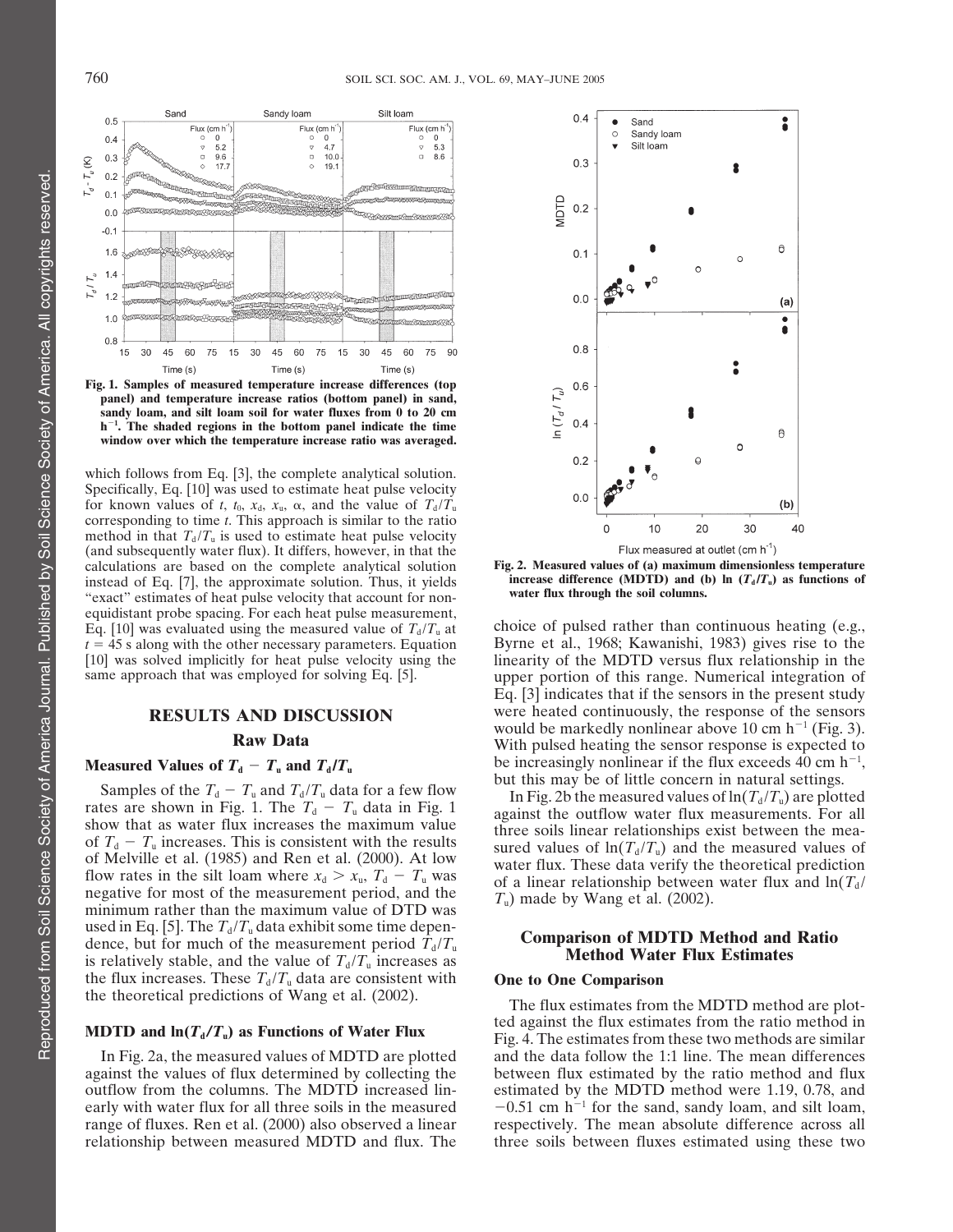**Fig. 1. Samples of measured temperature increase differences (top panel) and temperature increase ratios (bottom panel) in sand, sandy loam, and silt loam soil for water fluxes from 0 to 20 cm h$^{-1}$. The shaded regions in the bottom panel indicate the time window over which the temperature increase ratio was averaged.**

**Fig. 2. Measured values of (a) maximum dimensionless temperature increase difference (MDTD) and (b) ln ($T_d/T_u$) as functions of water flux through the soil columns.**

which follows from Eq. [3], the complete analytical solution. Specifically, Eq. [10] was used to estimate heat pulse velocity for known values of $t$, $t_0$, $x_d$, $x_u$, $\alpha$, and the value of $T_d/T_u$ corresponding to time $t$. This approach is similar to the ratio method in that $T_d/T_u$ is used to estimate heat pulse velocity (and subsequently water flux). It differs, however, in that the calculations are based on the complete analytical solution instead of Eq. [7], the approximate solution. Thus, it yields "exact" estimates of heat pulse velocity that account for nonequidistant probe spacing. For each heat pulse measurement, Eq. [10] was evaluated using the measured value of $T_d/T_u$ at $t = 45$ s along with the other necessary parameters. Equation [10] was solved implicitly for heat pulse velocity using the same approach that was employed for solving Eq. [5].

# RESULTS AND DISCUSSION

## Raw Data

### Measured Values of $T_d - T_u$ and $T_d/T_u$

Samples of the $T_d - T_u$ and $T_d/T_u$ data for a few flow rates are shown in Fig. 1. The $T_d - T_u$ data in Fig. 1 show that as water flux increases the maximum value of $T_d - T_u$ increases. This is consistent with the results of Melville et al. (1985) and Ren et al. (2000). At low flow rates in the silt loam where $x_d > x_u$, $T_d - T_u$ was negative for most of the measurement period, and the minimum rather than the maximum value of DTD was used in Eq. [5]. The $T_d/T_u$ data exhibit some time dependence, but for much of the measurement period $T_d/T_u$ is relatively stable, and the value of $T_d/T_u$ increases as the flux increases. These $T_d/T_u$ data are consistent with the theoretical predictions of Wang et al. (2002).

### MDTD and $\ln(T_d/T_u)$ as Functions of Water Flux

In Fig. 2a, the measured values of MDTD are plotted against the values of flux determined by collecting the outflow from the columns. The MDTD increased linearly with water flux for all three soils in the measured range of fluxes. Ren et al. (2000) also observed a linear relationship between measured MDTD and flux. The choice of pulsed rather than continuous heating (e.g., Byrne et al., 1968; Kawanishi, 1983) gives rise to the linearity of the MDTD versus flux relationship in the upper portion of this range. Numerical integration of Eq. [3] indicates that if the sensors in the present study were heated continuously, the response of the sensors would be markedly nonlinear above 10 cm h$^{-1}$ (Fig. 3). With pulsed heating the sensor response is expected to be increasingly nonlinear if the flux exceeds 40 cm h$^{-1}$, but this may be of little concern in natural settings.

In Fig. 2b the measured values of $\ln(T_d/T_u)$ are plotted against the outflow water flux measurements. For all three soils linear relationships exist between the measured values of $\ln(T_d/T_u)$ and the measured values of water flux. These data verify the theoretical prediction of a linear relationship between water flux and $\ln(T_d/T_u)$ made by Wang et al. (2002).

## Comparison of MDTD Method and Ratio Method Water Flux Estimates

### One to One Comparison

The flux estimates from the MDTD method are plotted against the flux estimates from the ratio method in Fig. 4. The estimates from these two methods are similar and the data follow the 1:1 line. The mean differences between flux estimated by the ratio method and flux estimated by the MDTD method were 1.19, 0.78, and −0.51 cm h$^{-1}$ for the sand, sandy loam, and silt loam, respectively. The mean absolute difference across all three soils between fluxes estimated using these two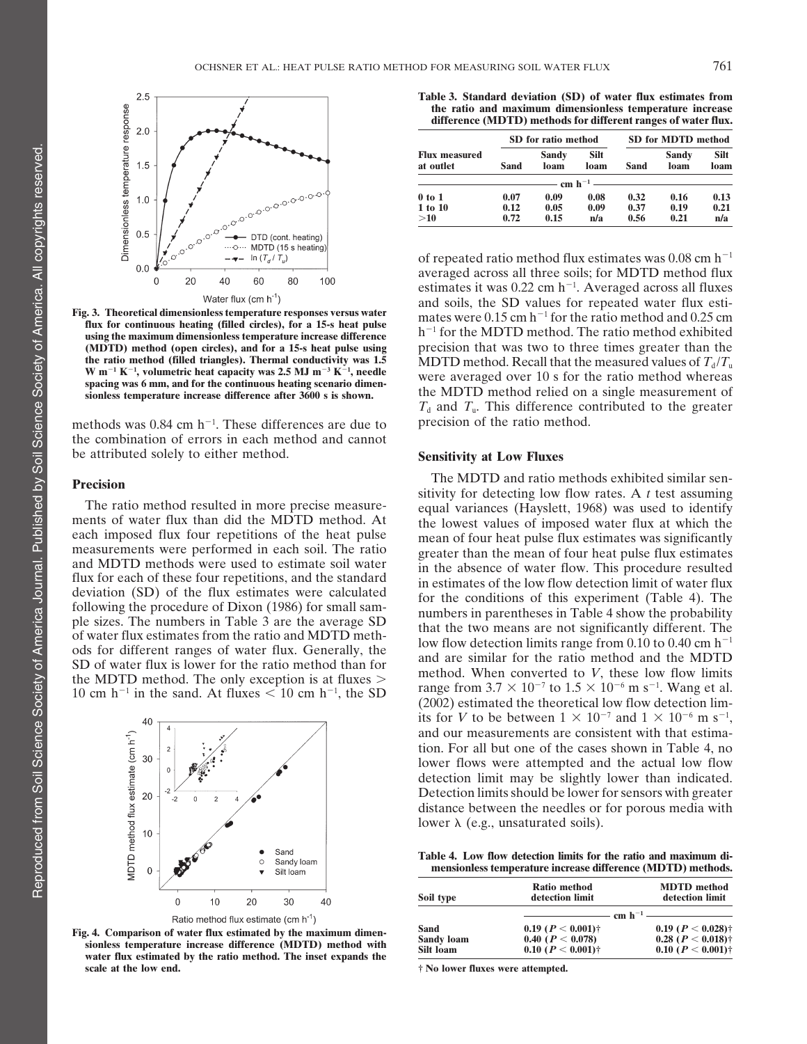Fig. 3. Theoretical dimensionless temperature responses versus water flux for continuous heating (filled circles), for a 15-s heat pulse using the maximum dimensionless temperature increase difference (MDTD) method (open circles), and for a 15-s heat pulse using the ratio method (filled triangles). Thermal conductivity was 1.5 W m$^{-1}$ K$^{-1}$, volumetric heat capacity was 2.5 MJ m$^{-3}$ K$^{-1}$, needle spacing was 6 mm, and for the continuous heating scenario dimensionless temperature increase difference after 3600 s is shown.

methods was 0.84 cm h$^{-1}$. These differences are due to the combination of errors in each method and cannot be attributed solely to either method.

## Precision

The ratio method resulted in more precise measurements of water flux than did the MDTD method. At each imposed flux four repetitions of the heat pulse measurements were performed in each soil. The ratio and MDTD methods were used to estimate soil water flux for each of these four repetitions, and the standard deviation (SD) of the flux estimates were calculated following the procedure of Dixon (1986) for small sample sizes. The numbers in Table 3 are the average SD of water flux estimates from the ratio and MDTD methods for different ranges of water flux. Generally, the SD of water flux is lower for the ratio method than for the MDTD method. The only exception is at fluxes > 10 cm h$^{-1}$ in the sand. At fluxes < 10 cm h$^{-1}$, the SD of repeated ratio method flux estimates was 0.08 cm h$^{-1}$ averaged across all three soils; for MDTD method flux estimates it was 0.22 cm h$^{-1}$. Averaged across all fluxes and soils, the SD values for repeated water flux estimates were 0.15 cm h$^{-1}$ for the ratio method and 0.25 cm h$^{-1}$ for the MDTD method. The ratio method exhibited precision that was two to three times greater than the MDTD method. Recall that the measured values of $T_d/T_u$ were averaged over 10 s for the ratio method whereas the MDTD method relied on a single measurement of $T_d$ and $T_u$. This difference contributed to the greater precision of the ratio method.

Fig. 4. Comparison of water flux estimated by the maximum dimensionless temperature increase difference (MDTD) method with water flux estimated by the ratio method. The inset expands the scale at the low end.

**Table 3. Standard deviation (SD) of water flux estimates from the ratio and maximum dimensionless temperature increase difference (MDTD) methods for different ranges of water flux.**

| Flux measured at outlet | SD for ratio method | | | SD for MDTD method | | |
|---|---|---|---|---|---|---|
| | Sand | Sandy loam | Silt loam | Sand | Sandy loam | Silt loam |
| | cm h$^{-1}$ | | | | | |
| 0 to 1 | 0.07 | 0.09 | 0.08 | 0.32 | 0.16 | 0.13 |
| 1 to 10 | 0.12 | 0.05 | 0.09 | 0.37 | 0.19 | 0.21 |
| >10 | 0.72 | 0.15 | n/a | 0.56 | 0.21 | n/a |

## Sensitivity at Low Fluxes

The MDTD and ratio methods exhibited similar sensitivity for detecting low flow rates. A $t$ test assuming equal variances (Hayslett, 1968) was used to identify the lowest values of imposed water flux at which the mean of four heat pulse flux estimates was significantly greater than the mean of four heat pulse flux estimates in the absence of water flow. This procedure resulted in estimates of the low flow detection limit of water flux for the conditions of this experiment (Table 4). The numbers in parentheses in Table 4 show the probability that the two means are not significantly different. The low flow detection limits range from 0.10 to 0.40 cm h$^{-1}$ and are similar for the ratio method and the MDTD method. When converted to $V$, these low flow limits range from $3.7 \times 10^{-7}$ to $1.5 \times 10^{-6}$ m s$^{-1}$. Wang et al. (2002) estimated the theoretical low flow detection limits for $V$ to be between $1 \times 10^{-7}$ and $1 \times 10^{-6}$ m s$^{-1}$, and our measurements are consistent with that estimation. For all but one of the cases shown in Table 4, no lower flows were attempted and the actual low flow detection limit may be slightly lower than indicated. Detection limits should be lower for sensors with greater distance between the needles or for porous media with lower $\lambda$ (e.g., unsaturated soils).

**Table 4. Low flow detection limits for the ratio and maximum dimensionless temperature increase difference (MDTD) methods.**

| Soil type | Ratio method detection limit | MDTD method detection limit |
|---|---|---|
| | cm h$^{-1}$ | |
| Sand | 0.19 ($P < 0.001$)† | 0.19 ($P < 0.028$)† |
| Sandy loam | 0.40 ($P < 0.078$) | 0.28 ($P < 0.018$)† |
| Silt loam | 0.10 ($P < 0.001$)† | 0.10 ($P < 0.001$)† |

† No lower fluxes were attempted.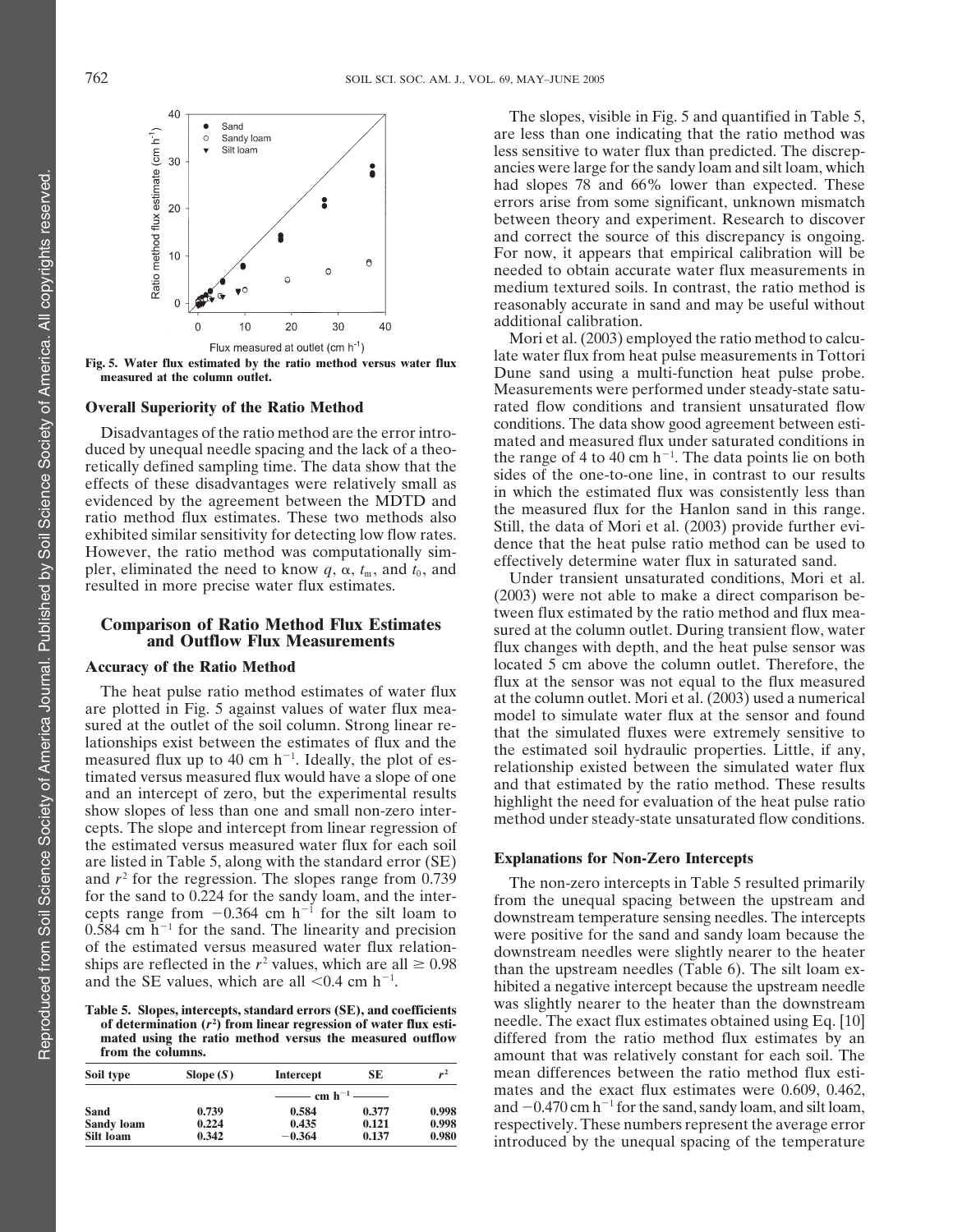Fig. 5. Water flux estimated by the ratio method versus water flux measured at the column outlet.

### Overall Superiority of the Ratio Method

Disadvantages of the ratio method are the error introduced by unequal needle spacing and the lack of a theoretically defined sampling time. The data show that the effects of these disadvantages were relatively small as evidenced by the agreement between the MDTD and ratio method flux estimates. These two methods also exhibited similar sensitivity for detecting low flow rates. However, the ratio method was computationally simpler, eliminated the need to know $q$, $\alpha$, $t_m$, and $t_0$, and resulted in more precise water flux estimates.

## Comparison of Ratio Method Flux Estimates and Outflow Flux Measurements

### Accuracy of the Ratio Method

The heat pulse ratio method estimates of water flux are plotted in Fig. 5 against values of water flux measured at the outlet of the soil column. Strong linear relationships exist between the estimates of flux and the measured flux up to 40 cm h$^{-1}$. Ideally, the plot of estimated versus measured flux would have a slope of one and an intercept of zero, but the experimental results show slopes of less than one and small non-zero intercepts. The slope and intercept from linear regression of the estimated versus measured water flux for each soil are listed in Table 5, along with the standard error (SE) and $r^2$ for the regression. The slopes range from 0.739 for the sand to 0.224 for the sandy loam, and the intercepts range from −0.364 cm h$^{-1}$ for the silt loam to 0.584 cm h$^{-1}$ for the sand. The linearity and precision of the estimated versus measured water flux relationships are reflected in the $r^2$ values, which are all ≥ 0.98 and the SE values, which are all <0.4 cm h$^{-1}$.

Table 5. Slopes, intercepts, standard errors (SE), and coefficients of determination ($r^2$) from linear regression of water flux estimated using the ratio method versus the measured outflow from the columns.

| Soil type | Slope ($S$) | Intercept | SE | $r^2$ |
|---|---|---|---|---|
| | | cm h$^{-1}$ | | |
| **Sand** | 0.739 | 0.584 | 0.377 | 0.998 |
| **Sandy loam** | 0.224 | 0.435 | 0.121 | 0.998 |
| **Silt loam** | 0.342 | −0.364 | 0.137 | 0.980 |

The slopes, visible in Fig. 5 and quantified in Table 5, are less than one indicating that the ratio method was less sensitive to water flux than predicted. The discrepancies were large for the sandy loam and silt loam, which had slopes 78 and 66% lower than expected. These errors arise from some significant, unknown mismatch between theory and experiment. Research to discover and correct the source of this discrepancy is ongoing. For now, it appears that empirical calibration will be needed to obtain accurate water flux measurements in medium textured soils. In contrast, the ratio method is reasonably accurate in sand and may be useful without additional calibration.

Mori et al. (2003) employed the ratio method to calculate water flux from heat pulse measurements in Tottori Dune sand using a multi-function heat pulse probe. Measurements were performed under steady-state saturated flow conditions and transient unsaturated flow conditions. The data show good agreement between estimated and measured flux under saturated conditions in the range of 4 to 40 cm h$^{-1}$. The data points lie on both sides of the one-to-one line, in contrast to our results in which the estimated flux was consistently less than the measured flux for the Hanlon sand in this range. Still, the data of Mori et al. (2003) provide further evidence that the heat pulse ratio method can be used to effectively determine water flux in saturated sand.

Under transient unsaturated conditions, Mori et al. (2003) were not able to make a direct comparison between flux estimated by the ratio method and flux measured at the column outlet. During transient flow, water flux changes with depth, and the heat pulse sensor was located 5 cm above the column outlet. Therefore, the flux at the sensor was not equal to the flux measured at the column outlet. Mori et al. (2003) used a numerical model to simulate water flux at the sensor and found that the simulated fluxes were extremely sensitive to the estimated soil hydraulic properties. Little, if any, relationship existed between the simulated water flux and that estimated by the ratio method. These results highlight the need for evaluation of the heat pulse ratio method under steady-state unsaturated flow conditions.

### Explanations for Non-Zero Intercepts

The non-zero intercepts in Table 5 resulted primarily from the unequal spacing between the upstream and downstream temperature sensing needles. The intercepts were positive for the sand and sandy loam because the downstream needles were slightly nearer to the heater than the upstream needles (Table 6). The silt loam exhibited a negative intercept because the upstream needle was slightly nearer to the heater than the downstream needle. The exact flux estimates obtained using Eq. [10] differed from the ratio method flux estimates by an amount that was relatively constant for each soil. The mean differences between the ratio method flux estimates and the exact flux estimates were 0.609, 0.462, and −0.470 cm h$^{-1}$ for the sand, sandy loam, and silt loam, respectively. These numbers represent the average error introduced by the unequal spacing of the temperature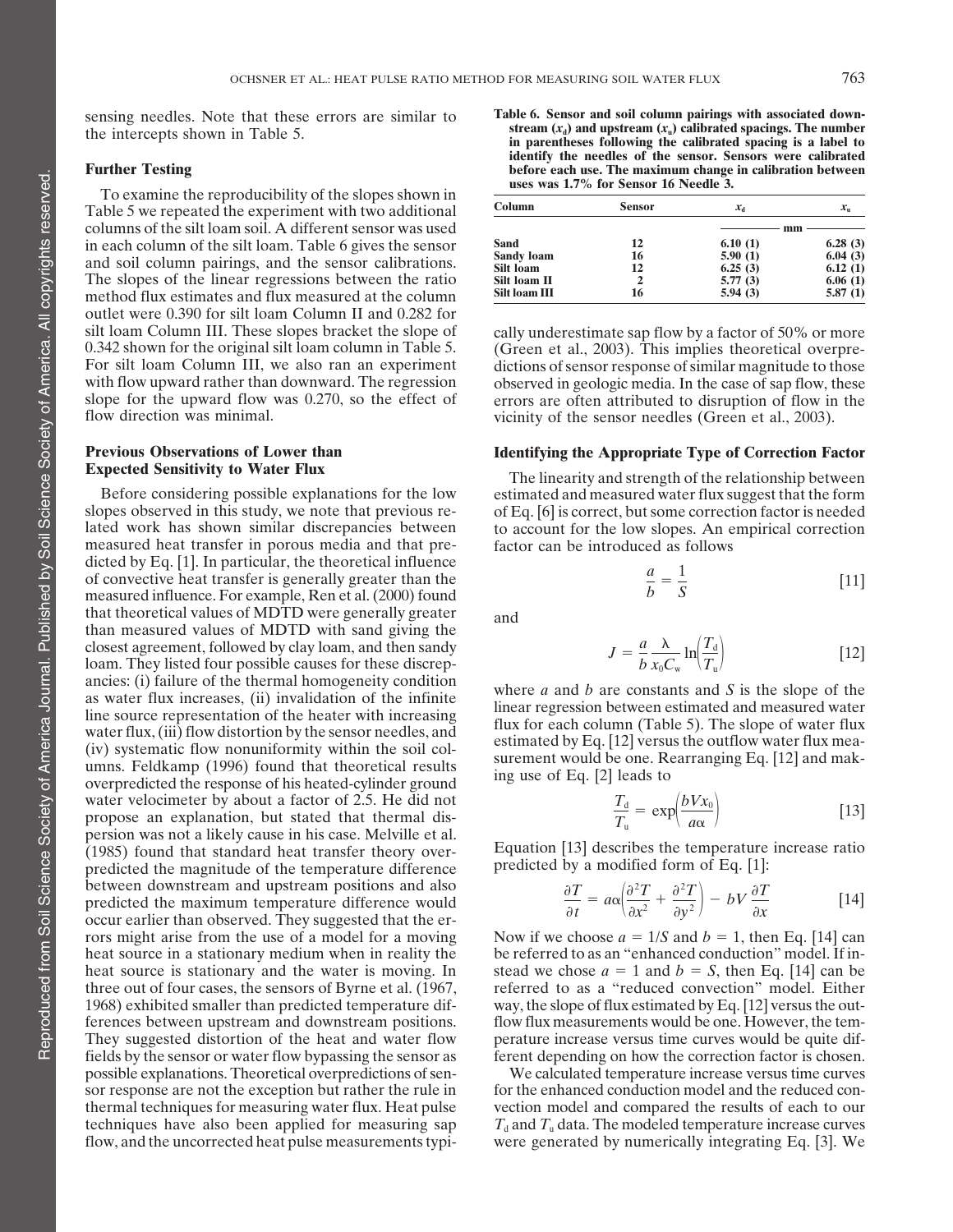sensing needles. Note that these errors are similar to the intercepts shown in Table 5.

## Further Testing

To examine the reproducibility of the slopes shown in Table 5 we repeated the experiment with two additional columns of the silt loam soil. A different sensor was used in each column of the silt loam. Table 6 gives the sensor and soil column pairings, and the sensor calibrations. The slopes of the linear regressions between the ratio method flux estimates and flux measured at the column outlet were 0.390 for silt loam Column II and 0.282 for silt loam Column III. These slopes bracket the slope of 0.342 shown for the original silt loam column in Table 5. For silt loam Column III, we also ran an experiment with flow upward rather than downward. The regression slope for the upward flow was 0.270, so the effect of flow direction was minimal.

**Table 6. Sensor and soil column pairings with associated downstream ($x_d$) and upstream ($x_u$) calibrated spacings. The number in parentheses following the calibrated spacing is a label to identify the needles of the sensor. Sensors were calibrated before each use. The maximum change in calibration between uses was 1.7% for Sensor 16 Needle 3.**

| Column | Sensor | $x_d$ | $x_u$ |
|---|---|---|---|
| | | mm | |
| **Sand** | **12** | **6.10 (1)** | **6.28 (3)** |
| **Sandy loam** | **16** | **5.90 (1)** | **6.04 (3)** |
| **Silt loam** | **12** | **6.25 (3)** | **6.12 (1)** |
| **Silt loam II** | **2** | **5.77 (3)** | **6.06 (1)** |
| **Silt loam III** | **16** | **5.94 (3)** | **5.87 (1)** |

## Previous Observations of Lower than Expected Sensitivity to Water Flux

Before considering possible explanations for the low slopes observed in this study, we note that previous related work has shown similar discrepancies between measured heat transfer in porous media and that predicted by Eq. [1]. In particular, the theoretical influence of convective heat transfer is generally greater than the measured influence. For example, Ren et al. (2000) found that theoretical values of MDTD were generally greater than measured values of MDTD with sand giving the closest agreement, followed by clay loam, and then sandy loam. They listed four possible causes for these discrepancies: (i) failure of the thermal homogeneity condition as water flux increases, (ii) invalidation of the infinite line source representation of the heater with increasing water flux, (iii) flow distortion by the sensor needles, and (iv) systematic flow nonuniformity within the soil columns. Feldkamp (1996) found that theoretical results overpredicted the response of his heated-cylinder ground water velocimeter by about a factor of 2.5. He did not propose an explanation, but stated that thermal dispersion was not a likely cause in his case. Melville et al. (1985) found that standard heat transfer theory overpredicted the magnitude of the temperature difference between downstream and upstream positions and also predicted the maximum temperature difference would occur earlier than observed. They suggested that the errors might arise from the use of a model for a moving heat source in a stationary medium when in reality the heat source is stationary and the water is moving. In three out of four cases, the sensors of Byrne et al. (1967, 1968) exhibited smaller than predicted temperature differences between upstream and downstream positions. They suggested distortion of the heat and water flow fields by the sensor or water flow bypassing the sensor as possible explanations. Theoretical overpredictions of sensor response are not the exception but rather the rule in thermal techniques for measuring water flux. Heat pulse techniques have also been applied for measuring sap flow, and the uncorrected heat pulse measurements typically underestimate sap flow by a factor of 50% or more (Green et al., 2003). This implies theoretical overpredictions of sensor response of similar magnitude to those observed in geologic media. In the case of sap flow, these errors are often attributed to disruption of flow in the vicinity of the sensor needles (Green et al., 2003).

## Identifying the Appropriate Type of Correction Factor

The linearity and strength of the relationship between estimated and measured water flux suggest that the form of Eq. [6] is correct, but some correction factor is needed to account for the low slopes. An empirical correction factor can be introduced as follows

$$\frac{a}{b} = \frac{1}{S} \quad [11]$$

and

$$J = \frac{a}{b}\frac{\lambda}{x_0 C_w}\ln\left(\frac{T_d}{T_u}\right) \quad [12]$$

where $a$ and $b$ are constants and $S$ is the slope of the linear regression between estimated and measured water flux for each column (Table 5). The slope of water flux estimated by Eq. [12] versus the outflow water flux measurement would be one. Rearranging Eq. [12] and making use of Eq. [2] leads to

$$\frac{T_d}{T_u} = \exp\left(\frac{bVx_0}{a\alpha}\right) \quad [13]$$

Equation [13] describes the temperature increase ratio predicted by a modified form of Eq. [1]:

$$\frac{\partial T}{\partial t} = a\alpha\left(\frac{\partial^2 T}{\partial x^2} + \frac{\partial^2 T}{\partial y^2}\right) - bV\frac{\partial T}{\partial x} \quad [14]$$

Now if we choose $a = 1/S$ and $b = 1$, then Eq. [14] can be referred to as an "enhanced conduction" model. If instead we chose $a = 1$ and $b = S$, then Eq. [14] can be referred to as a "reduced convection" model. Either way, the slope of flux estimated by Eq. [12] versus the outflow flux measurements would be one. However, the temperature increase versus time curves would be quite different depending on how the correction factor is chosen.

We calculated temperature increase versus time curves for the enhanced conduction model and the reduced convection model and compared the results of each to our $T_d$ and $T_u$ data. The modeled temperature increase curves were generated by numerically integrating Eq. [3]. We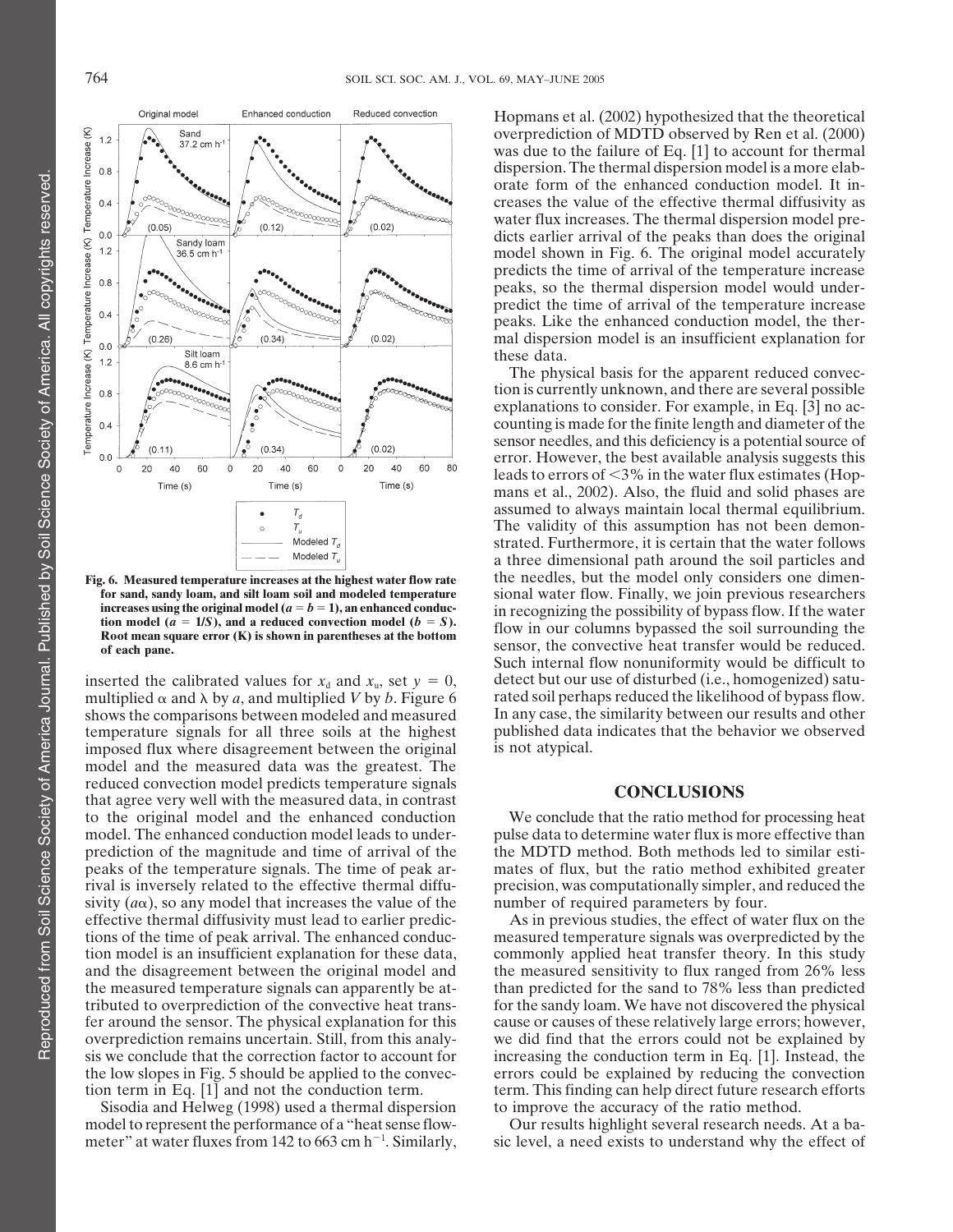Fig. 6. Measured temperature increases at the highest water flow rate for sand, sandy loam, and silt loam soil and modeled temperature increases using the original model ($a = b = 1$), an enhanced conduction model ($a = 1/S$), and a reduced convection model ($b = S$). Root mean square error (K) is shown in parentheses at the bottom of each pane.

inserted the calibrated values for $x_d$ and $x_u$, set $y = 0$, multiplied $\alpha$ and $\lambda$ by $a$, and multiplied $V$ by $b$. Figure 6 shows the comparisons between modeled and measured temperature signals for all three soils at the highest imposed flux where disagreement between the original model and the measured data was the greatest. The reduced convection model predicts temperature signals that agree very well with the measured data, in contrast to the original model and the enhanced conduction model. The enhanced conduction model leads to underprediction of the magnitude and time of arrival of the peaks of the temperature signals. The time of peak arrival is inversely related to the effective thermal diffusivity ($a\alpha$), so any model that increases the value of the effective thermal diffusivity must lead to earlier predictions of the time of peak arrival. The enhanced conduction model is an insufficient explanation for these data, and the disagreement between the original model and the measured temperature signals can apparently be attributed to overprediction of the convective heat transfer around the sensor. The physical explanation for this overprediction remains uncertain. Still, from this analysis we conclude that the correction factor to account for the low slopes in Fig. 5 should be applied to the convection term in Eq. [1] and not the conduction term.

Sisodia and Helweg (1998) used a thermal dispersion model to represent the performance of a "heat sense flowmeter" at water fluxes from 142 to 663 cm h$^{-1}$. Similarly, Hopmans et al. (2002) hypothesized that the theoretical overprediction of MDTD observed by Ren et al. (2000) was due to the failure of Eq. [1] to account for thermal dispersion. The thermal dispersion model is a more elaborate form of the enhanced conduction model. It increases the value of the effective thermal diffusivity as water flux increases. The thermal dispersion model predicts earlier arrival of the peaks than does the original model shown in Fig. 6. The original model accurately predicts the time of arrival of the temperature increase peaks, so the thermal dispersion model would underpredict the time of arrival of the temperature increase peaks. Like the enhanced conduction model, the thermal dispersion model is an insufficient explanation for these data.

The physical basis for the apparent reduced convection is currently unknown, and there are several possible explanations to consider. For example, in Eq. [3] no accounting is made for the finite length and diameter of the sensor needles, and this deficiency is a potential source of error. However, the best available analysis suggests this leads to errors of <3% in the water flux estimates (Hopmans et al., 2002). Also, the fluid and solid phases are assumed to always maintain local thermal equilibrium. The validity of this assumption has not been demonstrated. Furthermore, it is certain that the water follows a three dimensional path around the soil particles and the needles, but the model only considers one dimensional water flow. Finally, we join previous researchers in recognizing the possibility of bypass flow. If the water flow in our columns bypassed the soil surrounding the sensor, the convective heat transfer would be reduced. Such internal flow nonuniformity would be difficult to detect but our use of disturbed (i.e., homogenized) saturated soil perhaps reduced the likelihood of bypass flow. In any case, the similarity between our results and other published data indicates that the behavior we observed is not atypical.

## CONCLUSIONS

We conclude that the ratio method for processing heat pulse data to determine water flux is more effective than the MDTD method. Both methods led to similar estimates of flux, but the ratio method exhibited greater precision, was computationally simpler, and reduced the number of required parameters by four.

As in previous studies, the effect of water flux on the measured temperature signals was overpredicted by the commonly applied heat transfer theory. In this study the measured sensitivity to flux ranged from 26% less than predicted for the sand to 78% less than predicted for the sandy loam. We have not discovered the physical cause or causes of these relatively large errors; however, we did find that the errors could not be explained by increasing the conduction term in Eq. [1]. Instead, the errors could be explained by reducing the convection term. This finding can help direct future research efforts to improve the accuracy of the ratio method.

Our results highlight several research needs. At a basic level, a need exists to understand why the effect of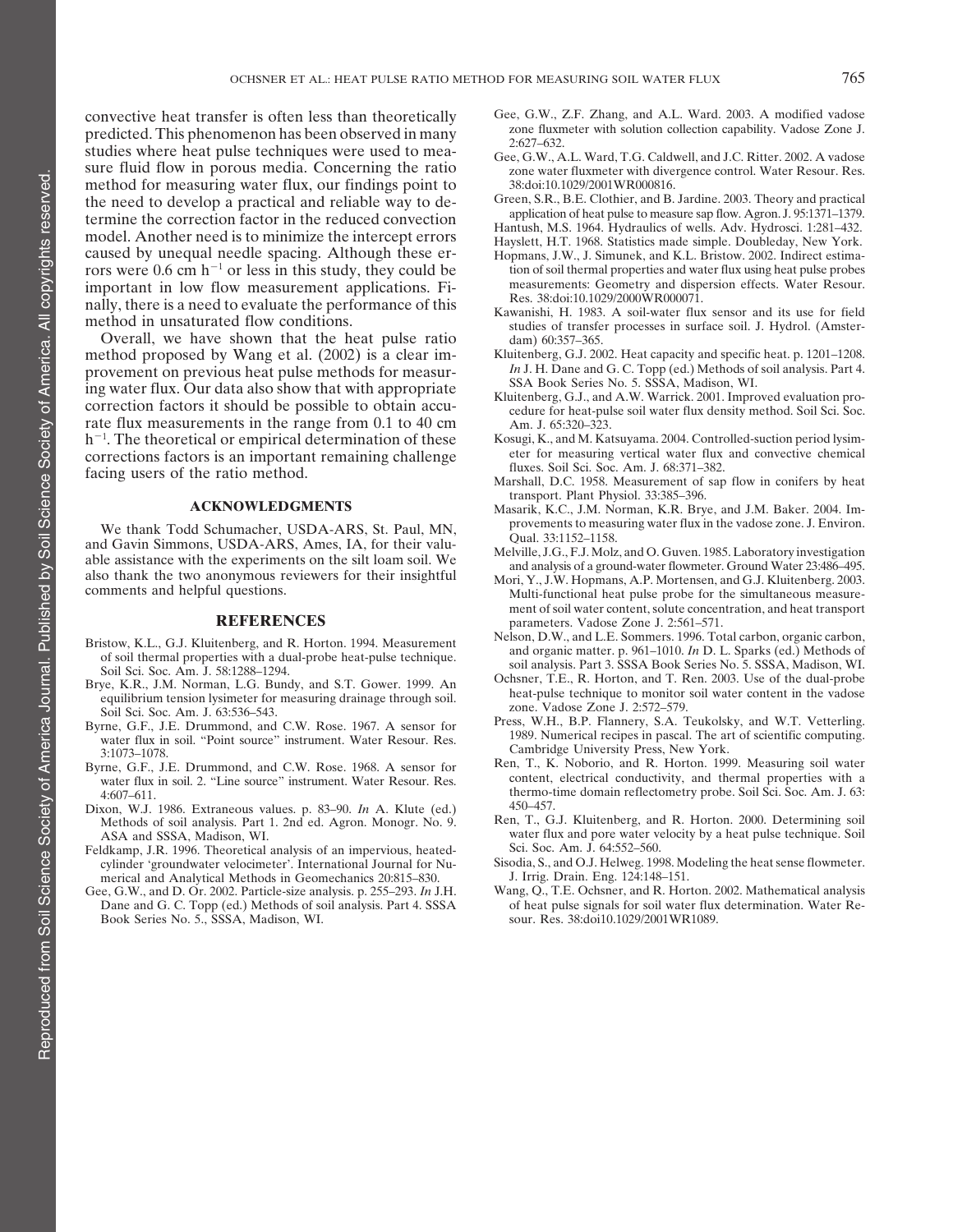convective heat transfer is often less than theoretically predicted. This phenomenon has been observed in many studies where heat pulse techniques were used to measure fluid flow in porous media. Concerning the ratio method for measuring water flux, our findings point to the need to develop a practical and reliable way to determine the correction factor in the reduced convection model. Another need is to minimize the intercept errors caused by unequal needle spacing. Although these errors were 0.6 cm $h^{-1}$ or less in this study, they could be important in low flow measurement applications. Finally, there is a need to evaluate the performance of this method in unsaturated flow conditions.

Overall, we have shown that the heat pulse ratio method proposed by Wang et al. (2002) is a clear improvement on previous heat pulse methods for measuring water flux. Our data also show that with appropriate correction factors it should be possible to obtain accurate flux measurements in the range from 0.1 to 40 cm $h^{-1}$. The theoretical or empirical determination of these corrections factors is an important remaining challenge facing users of the ratio method.

## ACKNOWLEDGMENTS

We thank Todd Schumacher, USDA-ARS, St. Paul, MN, and Gavin Simmons, USDA-ARS, Ames, IA, for their valuable assistance with the experiments on the silt loam soil. We also thank the two anonymous reviewers for their insightful comments and helpful questions.

## REFERENCES

Bristow, K.L., G.J. Kluitenberg, and R. Horton. 1994. Measurement of soil thermal properties with a dual-probe heat-pulse technique. Soil Sci. Soc. Am. J. 58:1288–1294.

Brye, K.R., J.M. Norman, L.G. Bundy, and S.T. Gower. 1999. An equilibrium tension lysimeter for measuring drainage through soil. Soil Sci. Soc. Am. J. 63:536–543.

Byrne, G.F., J.E. Drummond, and C.W. Rose. 1967. A sensor for water flux in soil. "Point source" instrument. Water Resour. Res. 3:1073–1078.

Byrne, G.F., J.E. Drummond, and C.W. Rose. 1968. A sensor for water flux in soil. 2. "Line source" instrument. Water Resour. Res. 4:607–611.

Dixon, W.J. 1986. Extraneous values. p. 83–90. *In* A. Klute (ed.) Methods of soil analysis. Part 1. 2nd ed. Agron. Monogr. No. 9. ASA and SSSA, Madison, WI.

Feldkamp, J.R. 1996. Theoretical analysis of an impervious, heated-cylinder 'groundwater velocimeter'. International Journal for Numerical and Analytical Methods in Geomechanics 20:815–830.

Gee, G.W., and D. Or. 2002. Particle-size analysis. p. 255–293. *In* J.H. Dane and G. C. Topp (ed.) Methods of soil analysis. Part 4. SSSA Book Series No. 5., SSSA, Madison, WI.

Gee, G.W., Z.F. Zhang, and A.L. Ward. 2003. A modified vadose zone fluxmeter with solution collection capability. Vadose Zone J. 2:627–632.

Gee, G.W., A.L. Ward, T.G. Caldwell, and J.C. Ritter. 2002. A vadose zone water fluxmeter with divergence control. Water Resour. Res. 38:doi:10.1029/2001WR000816.

Green, S.R., B.E. Clothier, and B. Jardine. 2003. Theory and practical application of heat pulse to measure sap flow. Agron. J. 95:1371–1379.

Hantush, M.S. 1964. Hydraulics of wells. Adv. Hydrosci. 1:281–432.

Hayslett, H.T. 1968. Statistics made simple. Doubleday, New York.

Hopmans, J.W., J. Simunek, and K.L. Bristow. 2002. Indirect estimation of soil thermal properties and water flux using heat pulse probes measurements: Geometry and dispersion effects. Water Resour. Res. 38:doi:10.1029/2000WR000071.

Kawanishi, H. 1983. A soil-water flux sensor and its use for field studies of transfer processes in surface soil. J. Hydrol. (Amsterdam) 60:357–365.

Kluitenberg, G.J. 2002. Heat capacity and specific heat. p. 1201–1208. *In* J. H. Dane and G. C. Topp (ed.) Methods of soil analysis. Part 4. SSA Book Series No. 5. SSSA, Madison, WI.

Kluitenberg, G.J., and A.W. Warrick. 2001. Improved evaluation procedure for heat-pulse soil water flux density method. Soil Sci. Soc. Am. J. 65:320–323.

Kosugi, K., and M. Katsuyama. 2004. Controlled-suction period lysimeter for measuring vertical water flux and convective chemical fluxes. Soil Sci. Soc. Am. J. 68:371–382.

Marshall, D.C. 1958. Measurement of sap flow in conifers by heat transport. Plant Physiol. 33:385–396.

Masarik, K.C., J.M. Norman, K.R. Brye, and J.M. Baker. 2004. Improvements to measuring water flux in the vadose zone. J. Environ. Qual. 33:1152–1158.

Melville, J.G., F.J. Molz, and O. Guven. 1985. Laboratory investigation and analysis of a ground-water flowmeter. Ground Water 23:486–495.

Mori, Y., J.W. Hopmans, A.P. Mortensen, and G.J. Kluitenberg. 2003. Multi-functional heat pulse probe for the simultaneous measurement of soil water content, solute concentration, and heat transport parameters. Vadose Zone J. 2:561–571.

Nelson, D.W., and L.E. Sommers. 1996. Total carbon, organic carbon, and organic matter. p. 961–1010. *In* D. L. Sparks (ed.) Methods of soil analysis. Part 3. SSSA Book Series No. 5. SSSA, Madison, WI.

Ochsner, T.E., R. Horton, and T. Ren. 2003. Use of the dual-probe heat-pulse technique to monitor soil water content in the vadose zone. Vadose Zone J. 2:572–579.

Press, W.H., B.P. Flannery, S.A. Teukolsky, and W.T. Vetterling. 1989. Numerical recipes in pascal. The art of scientific computing. Cambridge University Press, New York.

Ren, T., K. Noborio, and R. Horton. 1999. Measuring soil water content, electrical conductivity, and thermal properties with a thermo-time domain reflectometry probe. Soil Sci. Soc. Am. J. 63: 450–457.

Ren, T., G.J. Kluitenberg, and R. Horton. 2000. Determining soil water flux and pore water velocity by a heat pulse technique. Soil Sci. Soc. Am. J. 64:552–560.

Sisodia, S., and O.J. Helweg. 1998. Modeling the heat sense flowmeter. J. Irrig. Drain. Eng. 124:148–151.

Wang, Q., T.E. Ochsner, and R. Horton. 2002. Mathematical analysis of heat pulse signals for soil water flux determination. Water Resour. Res. 38:doi10.1029/2001WR1089.